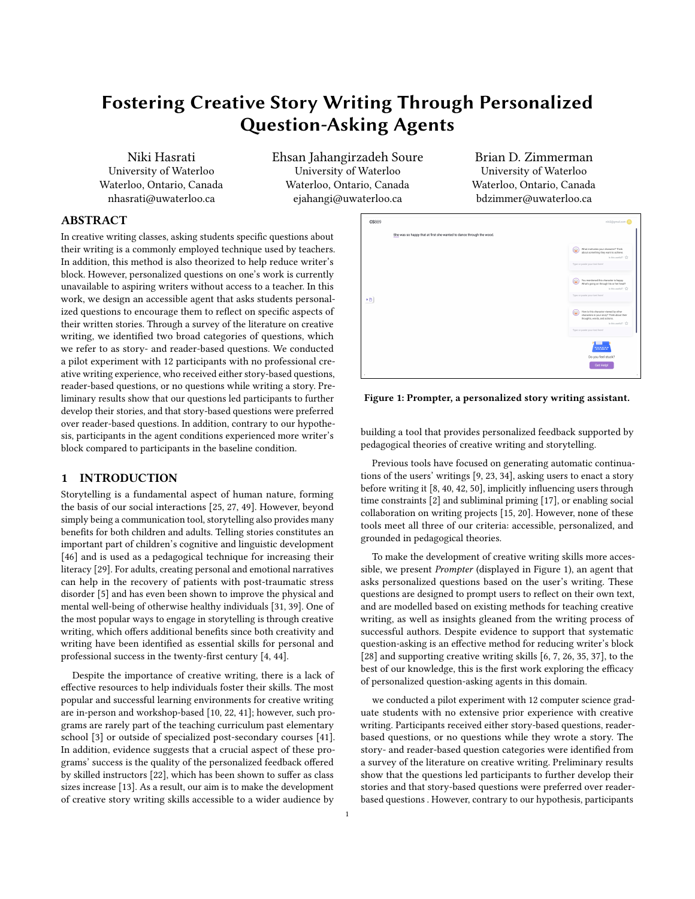# Fostering Creative Story Writing Through Personalized Question-Asking Agents

Niki Hasrati
University of Waterloo
Waterloo, Ontario, Canada
nhasrati@uwaterloo.ca

Ehsan Jahangirzadeh Soure
University of Waterloo
Waterloo, Ontario, Canada
ejahangi@uwaterloo.ca

Brian D. Zimmerman
University of Waterloo
Waterloo, Ontario, Canada
bdzimmer@uwaterloo.ca

## ABSTRACT

In creative writing classes, asking students specific questions about their writing is a commonly employed technique used by teachers. In addition, this method is also theorized to help reduce writer's block. However, personalized questions on one's work is currently unavailable to aspiring writers without access to a teacher. In this work, we design an accessible agent that asks students personalized questions to encourage them to reflect on specific aspects of their written stories. Through a survey of the literature on creative writing, we identified two broad categories of questions, which we refer to as story- and reader-based questions. We conducted a pilot experiment with 12 participants with no professional creative writing experience, who received either story-based questions, reader-based questions, or no questions while writing a story. Preliminary results show that our questions led participants to further develop their stories, and that story-based questions were preferred over reader-based questions. In addition, contrary to our hypothesis, participants in the agent conditions experienced more writer's block compared to participants in the baseline condition.

Figure 1: Prompter, a personalized story writing assistant.

## 1 INTRODUCTION

Storytelling is a fundamental aspect of human nature, forming the basis of our social interactions [25, 27, 49]. However, beyond simply being a communication tool, storytelling also provides many benefits for both children and adults. Telling stories constitutes an important part of children's cognitive and linguistic development [46] and is used as a pedagogical technique for increasing their literacy [29]. For adults, creating personal and emotional narratives can help in the recovery of patients with post-traumatic stress disorder [5] and has even been shown to improve the physical and mental well-being of otherwise healthy individuals [31, 39]. One of the most popular ways to engage in storytelling is through creative writing, which offers additional benefits since both creativity and writing have been identified as essential skills for personal and professional success in the twenty-first century [4, 44].

Despite the importance of creative writing, there is a lack of effective resources to help individuals foster their skills. The most popular and successful learning environments for creative writing are in-person and workshop-based [10, 22, 41]; however, such programs are rarely part of the teaching curriculum past elementary school [3] or outside of specialized post-secondary courses [41]. In addition, evidence suggests that a crucial aspect of these programs' success is the quality of the personalized feedback offered by skilled instructors [22], which has been shown to suffer as class sizes increase [13]. As a result, our aim is to make the development of creative story writing skills accessible to a wider audience by building a tool that provides personalized feedback supported by pedagogical theories of creative writing and storytelling.

Previous tools have focused on generating automatic continuations of the users' writings [9, 23, 34], asking users to enact a story before writing it [8, 40, 42, 50], implicitly influencing users through time constraints [2] and subliminal priming [17], or enabling social collaboration on writing projects [15, 20]. However, none of these tools meet all three of our criteria: accessible, personalized, and grounded in pedagogical theories.

To make the development of creative writing skills more accessible, we present *Prompter* (displayed in Figure 1), an agent that asks personalized questions based on the user's writing. These questions are designed to prompt users to reflect on their own text, and are modelled based on existing methods for teaching creative writing, as well as insights gleaned from the writing process of successful authors. Despite evidence to support that systematic question-asking is an effective method for reducing writer's block [28] and supporting creative writing skills [6, 7, 26, 35, 37], to the best of our knowledge, this is the first work exploring the efficacy of personalized question-asking agents in this domain.

we conducted a pilot experiment with 12 computer science graduate students with no extensive prior experience with creative writing. Participants received either story-based questions, reader-based questions, or no questions while they wrote a story. The story- and reader-based question categories were identified from a survey of the literature on creative writing. Preliminary results show that the questions led participants to further develop their stories and that story-based questions were preferred over reader-based questions . However, contrary to our hypothesis, participants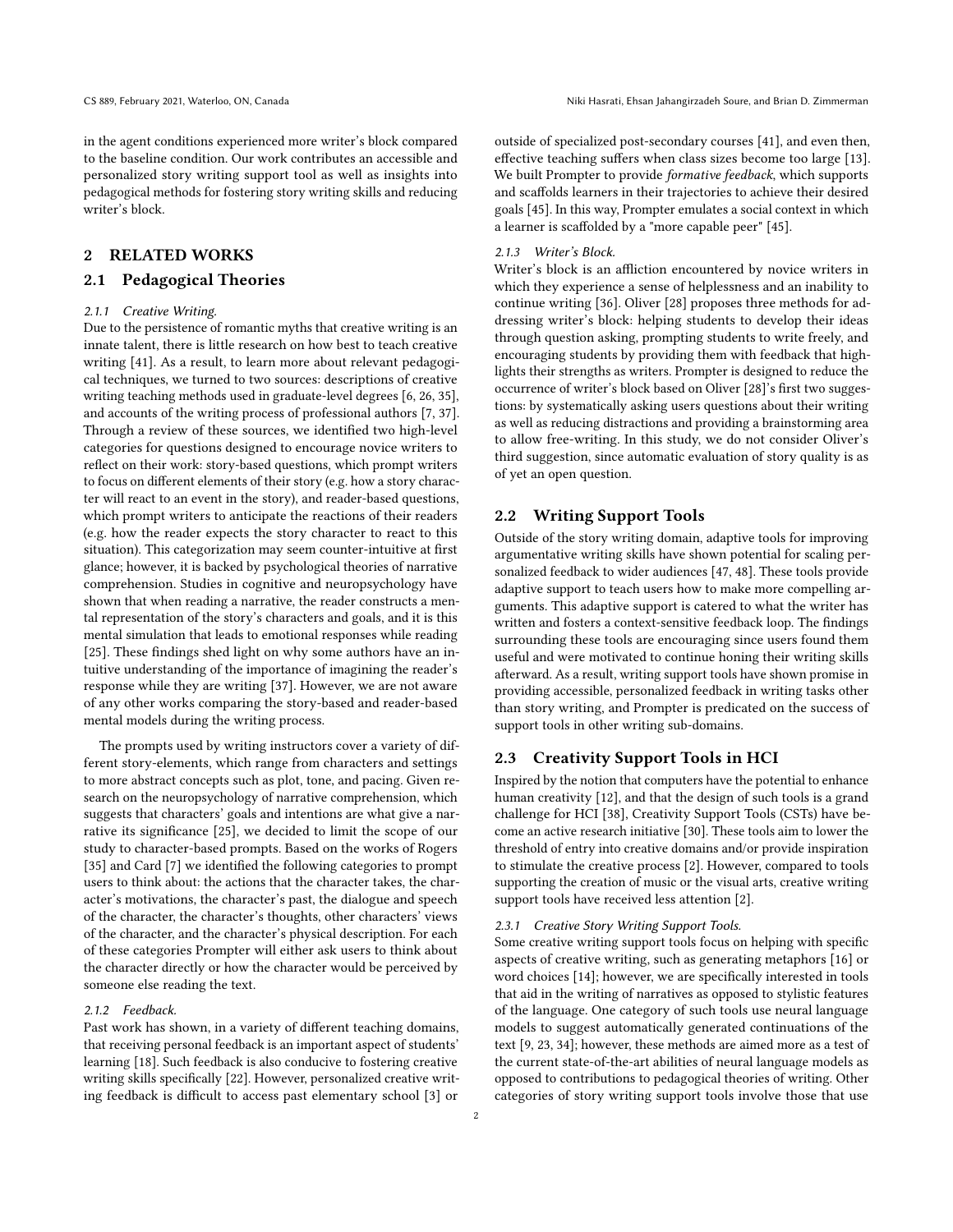in the agent conditions experienced more writer's block compared to the baseline condition. Our work contributes an accessible and personalized story writing support tool as well as insights into pedagogical methods for fostering story writing skills and reducing writer's block.

## 2 RELATED WORKS

### 2.1 Pedagogical Theories

#### 2.1.1 Creative Writing.

Due to the persistence of romantic myths that creative writing is an innate talent, there is little research on how best to teach creative writing [41]. As a result, to learn more about relevant pedagogical techniques, we turned to two sources: descriptions of creative writing teaching methods used in graduate-level degrees [6, 26, 35], and accounts of the writing process of professional authors [7, 37]. Through a review of these sources, we identified two high-level categories for questions designed to encourage novice writers to reflect on their work: story-based questions, which prompt writers to focus on different elements of their story (e.g. how a story character will react to an event in the story), and reader-based questions, which prompt writers to anticipate the reactions of their readers (e.g. how the reader expects the story character to react to this situation). This categorization may seem counter-intuitive at first glance; however, it is backed by psychological theories of narrative comprehension. Studies in cognitive and neuropsychology have shown that when reading a narrative, the reader constructs a mental representation of the story's characters and goals, and it is this mental simulation that leads to emotional responses while reading [25]. These findings shed light on why some authors have an intuitive understanding of the importance of imagining the reader's response while they are writing [37]. However, we are not aware of any other works comparing the story-based and reader-based mental models during the writing process.

The prompts used by writing instructors cover a variety of different story-elements, which range from characters and settings to more abstract concepts such as plot, tone, and pacing. Given research on the neuropsychology of narrative comprehension, which suggests that characters' goals and intentions are what give a narrative its significance [25], we decided to limit the scope of our study to character-based prompts. Based on the works of Rogers [35] and Card [7] we identified the following categories to prompt users to think about: the actions that the character takes, the character's motivations, the character's past, the dialogue and speech of the character, the character's thoughts, other characters' views of the character, and the character's physical description. For each of these categories Prompter will either ask users to think about the character directly or how the character would be perceived by someone else reading the text.

#### 2.1.2 Feedback.

Past work has shown, in a variety of different teaching domains, that receiving personal feedback is an important aspect of students' learning [18]. Such feedback is also conducive to fostering creative writing skills specifically [22]. However, personalized creative writing feedback is difficult to access past elementary school [3] or outside of specialized post-secondary courses [41], and even then, effective teaching suffers when class sizes become too large [13]. We built Prompter to provide *formative feedback*, which supports and scaffolds learners in their trajectories to achieve their desired goals [45]. In this way, Prompter emulates a social context in which a learner is scaffolded by a "more capable peer" [45].

#### 2.1.3 Writer's Block.

Writer's block is an affliction encountered by novice writers in which they experience a sense of helplessness and an inability to continue writing [36]. Oliver [28] proposes three methods for addressing writer's block: helping students to develop their ideas through question asking, prompting students to write freely, and encouraging students by providing them with feedback that highlights their strengths as writers. Prompter is designed to reduce the occurrence of writer's block based on Oliver [28]'s first two suggestions: by systematically asking users questions about their writing as well as reducing distractions and providing a brainstorming area to allow free-writing. In this study, we do not consider Oliver's third suggestion, since automatic evaluation of story quality is as of yet an open question.

### 2.2 Writing Support Tools

Outside of the story writing domain, adaptive tools for improving argumentative writing skills have shown potential for scaling personalized feedback to wider audiences [47, 48]. These tools provide adaptive support to teach users how to make more compelling arguments. This adaptive support is catered to what the writer has written and fosters a context-sensitive feedback loop. The findings surrounding these tools are encouraging since users found them useful and were motivated to continue honing their writing skills afterward. As a result, writing support tools have shown promise in providing accessible, personalized feedback in writing tasks other than story writing, and Prompter is predicated on the success of support tools in other writing sub-domains.

### 2.3 Creativity Support Tools in HCI

Inspired by the notion that computers have the potential to enhance human creativity [12], and that the design of such tools is a grand challenge for HCI [38], Creativity Support Tools (CSTs) have become an active research initiative [30]. These tools aim to lower the threshold of entry into creative domains and/or provide inspiration to stimulate the creative process [2]. However, compared to tools supporting the creation of music or the visual arts, creative writing support tools have received less attention [2].

#### 2.3.1 Creative Story Writing Support Tools.

Some creative writing support tools focus on helping with specific aspects of creative writing, such as generating metaphors [16] or word choices [14]; however, we are specifically interested in tools that aid in the writing of narratives as opposed to stylistic features of the language. One category of such tools use neural language models to suggest automatically generated continuations of the text [9, 23, 34]; however, these methods are aimed more as a test of the current state-of-the-art abilities of neural language models as opposed to contributions to pedagogical theories of writing. Other categories of story writing support tools involve those that use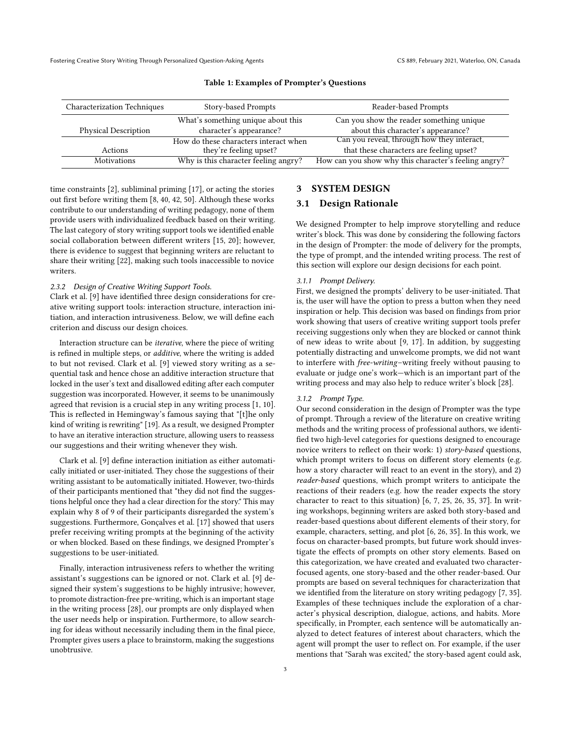**Table 1: Examples of Prompter's Questions**

| Characterization Techniques | Story-based Prompts | Reader-based Prompts |
| --- | --- | --- |
| Physical Description | What's something unique about this character's appearance? | Can you show the reader something unique about this character's appearance? |
| Actions | How do these characters interact when they're feeling upset? | Can you reveal, through how they interact, that these characters are feeling upset? |
| Motivations | Why is this character feeling angry? | How can you show why this character's feeling angry? |

time constraints [2], subliminal priming [17], or acting the stories out first before writing them [8, 40, 42, 50]. Although these works contribute to our understanding of writing pedagogy, none of them provide users with individualized feedback based on their writing. The last category of story writing support tools we identified enable social collaboration between different writers [15, 20]; however, there is evidence to suggest that beginning writers are reluctant to share their writing [22], making such tools inaccessible to novice writers.

#### 2.3.2 Design of Creative Writing Support Tools.

Clark et al. [9] have identified three design considerations for creative writing support tools: interaction structure, interaction initiation, and interaction intrusiveness. Below, we will define each criterion and discuss our design choices.

Interaction structure can be *iterative*, where the piece of writing is refined in multiple steps, or *additive*, where the writing is added to but not revised. Clark et al. [9] viewed story writing as a sequential task and hence chose an additive interaction structure that locked in the user's text and disallowed editing after each computer suggestion was incorporated. However, it seems to be unanimously agreed that revision is a crucial step in any writing process [1, 10]. This is reflected in Hemingway's famous saying that "[t]he only kind of writing is rewriting" [19]. As a result, we designed Prompter to have an iterative interaction structure, allowing users to reassess our suggestions and their writing whenever they wish.

Clark et al. [9] define interaction initiation as either automatically initiated or user-initiated. They chose the suggestions of their writing assistant to be automatically initiated. However, two-thirds of their participants mentioned that "they did not find the suggestions helpful once they had a clear direction for the story." This may explain why 8 of 9 of their participants disregarded the system's suggestions. Furthermore, Gonçalves et al. [17] showed that users prefer receiving writing prompts at the beginning of the activity or when blocked. Based on these findings, we designed Prompter's suggestions to be user-initiated.

Finally, interaction intrusiveness refers to whether the writing assistant's suggestions can be ignored or not. Clark et al. [9] designed their system's suggestions to be highly intrusive; however, to promote distraction-free pre-writing, which is an important stage in the writing process [28], our prompts are only displayed when the user needs help or inspiration. Furthermore, to allow searching for ideas without necessarily including them in the final piece, Prompter gives users a place to brainstorm, making the suggestions unobtrusive.

## 3 SYSTEM DESIGN

### 3.1 Design Rationale

We designed Prompter to help improve storytelling and reduce writer's block. This was done by considering the following factors in the design of Prompter: the mode of delivery for the prompts, the type of prompt, and the intended writing process. The rest of this section will explore our design decisions for each point.

#### 3.1.1 Prompt Delivery.

First, we designed the prompts' delivery to be user-initiated. That is, the user will have the option to press a button when they need inspiration or help. This decision was based on findings from prior work showing that users of creative writing support tools prefer receiving suggestions only when they are blocked or cannot think of new ideas to write about [9, 17]. In addition, by suggesting potentially distracting and unwelcome prompts, we did not want to interfere with *free-writing*–writing freely without pausing to evaluate or judge one's work—which is an important part of the writing process and may also help to reduce writer's block [28].

#### 3.1.2 Prompt Type.

Our second consideration in the design of Prompter was the type of prompt. Through a review of the literature on creative writing methods and the writing process of professional authors, we identified two high-level categories for questions designed to encourage novice writers to reflect on their work: 1) *story-based* questions, which prompt writers to focus on different story elements (e.g. how a story character will react to an event in the story), and 2) *reader-based* questions, which prompt writers to anticipate the reactions of their readers (e.g. how the reader expects the story character to react to this situation) [6, 7, 25, 26, 35, 37]. In writing workshops, beginning writers are asked both story-based and reader-based questions about different elements of their story, for example, characters, setting, and plot [6, 26, 35]. In this work, we focus on character-based prompts, but future work should investigate the effects of prompts on other story elements. Based on this categorization, we have created and evaluated two character-focused agents, one story-based and the other reader-based. Our prompts are based on several techniques for characterization that we identified from the literature on story writing pedagogy [7, 35]. Examples of these techniques include the exploration of a character's physical description, dialogue, actions, and habits. More specifically, in Prompter, each sentence will be automatically analyzed to detect features of interest about characters, which the agent will prompt the user to reflect on. For example, if the user mentions that "Sarah was excited," the story-based agent could ask,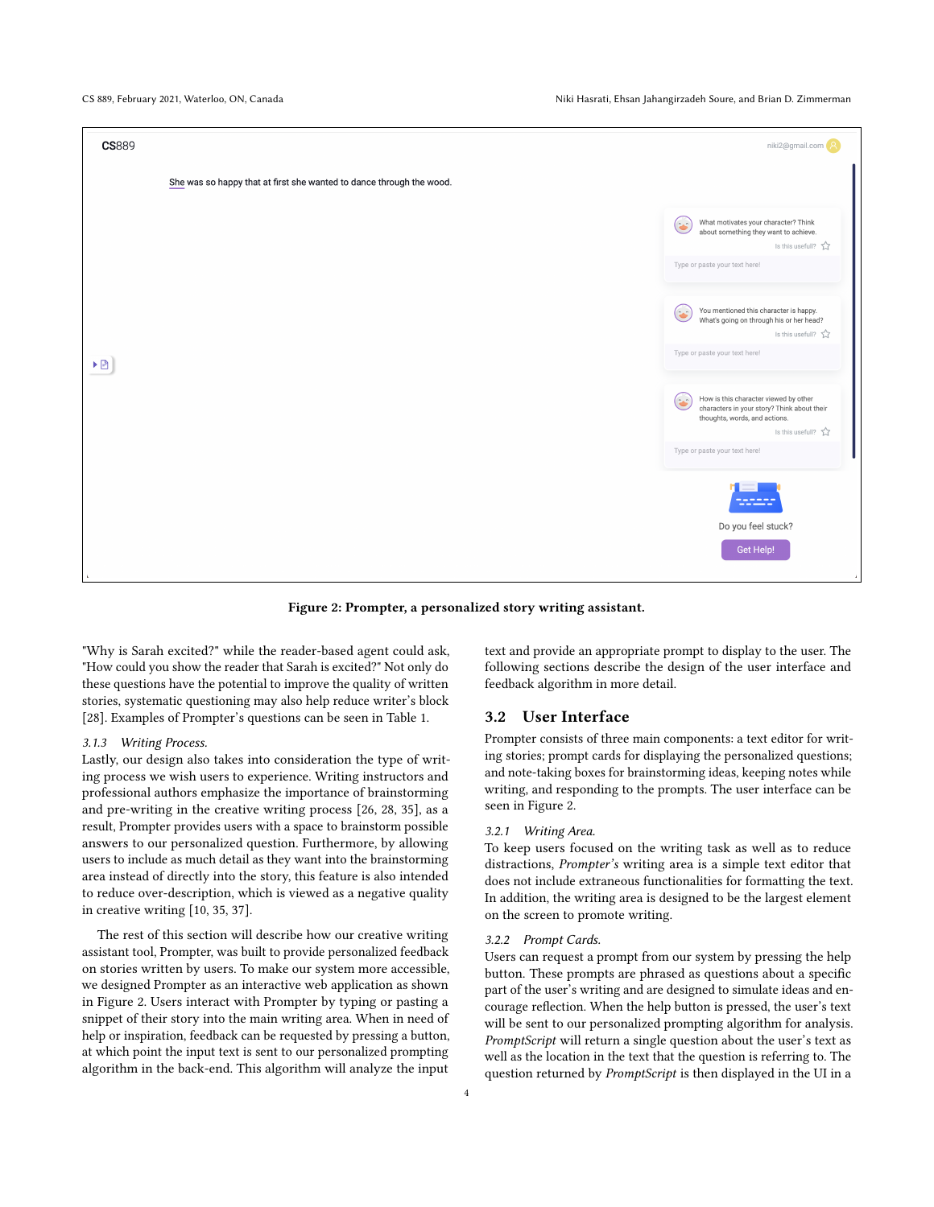Figure 2: Prompter, a personalized story writing assistant.

"Why is Sarah excited?" while the reader-based agent could ask, "How could you show the reader that Sarah is excited?" Not only do these questions have the potential to improve the quality of written stories, systematic questioning may also help reduce writer's block [28]. Examples of Prompter's questions can be seen in Table 1.

#### 3.1.3 Writing Process.

Lastly, our design also takes into consideration the type of writing process we wish users to experience. Writing instructors and professional authors emphasize the importance of brainstorming and pre-writing in the creative writing process [26, 28, 35], as a result, Prompter provides users with a space to brainstorm possible answers to our personalized question. Furthermore, by allowing users to include as much detail as they want into the brainstorming area instead of directly into the story, this feature is also intended to reduce over-description, which is viewed as a negative quality in creative writing [10, 35, 37].

The rest of this section will describe how our creative writing assistant tool, Prompter, was built to provide personalized feedback on stories written by users. To make our system more accessible, we designed Prompter as an interactive web application as shown in Figure 2. Users interact with Prompter by typing or pasting a snippet of their story into the main writing area. When in need of help or inspiration, feedback can be requested by pressing a button, at which point the input text is sent to our personalized prompting algorithm in the back-end. This algorithm will analyze the input text and provide an appropriate prompt to display to the user. The following sections describe the design of the user interface and feedback algorithm in more detail.

## 3.2 User Interface

Prompter consists of three main components: a text editor for writing stories; prompt cards for displaying the personalized questions; and note-taking boxes for brainstorming ideas, keeping notes while writing, and responding to the prompts. The user interface can be seen in Figure 2.

#### 3.2.1 Writing Area.

To keep users focused on the writing task as well as to reduce distractions, *Prompter's* writing area is a simple text editor that does not include extraneous functionalities for formatting the text. In addition, the writing area is designed to be the largest element on the screen to promote writing.

#### 3.2.2 Prompt Cards.

Users can request a prompt from our system by pressing the help button. These prompts are phrased as questions about a specific part of the user's writing and are designed to simulate ideas and encourage reflection. When the help button is pressed, the user's text will be sent to our personalized prompting algorithm for analysis. *PromptScript* will return a single question about the user's text as well as the location in the text that the question is referring to. The question returned by *PromptScript* is then displayed in the UI in a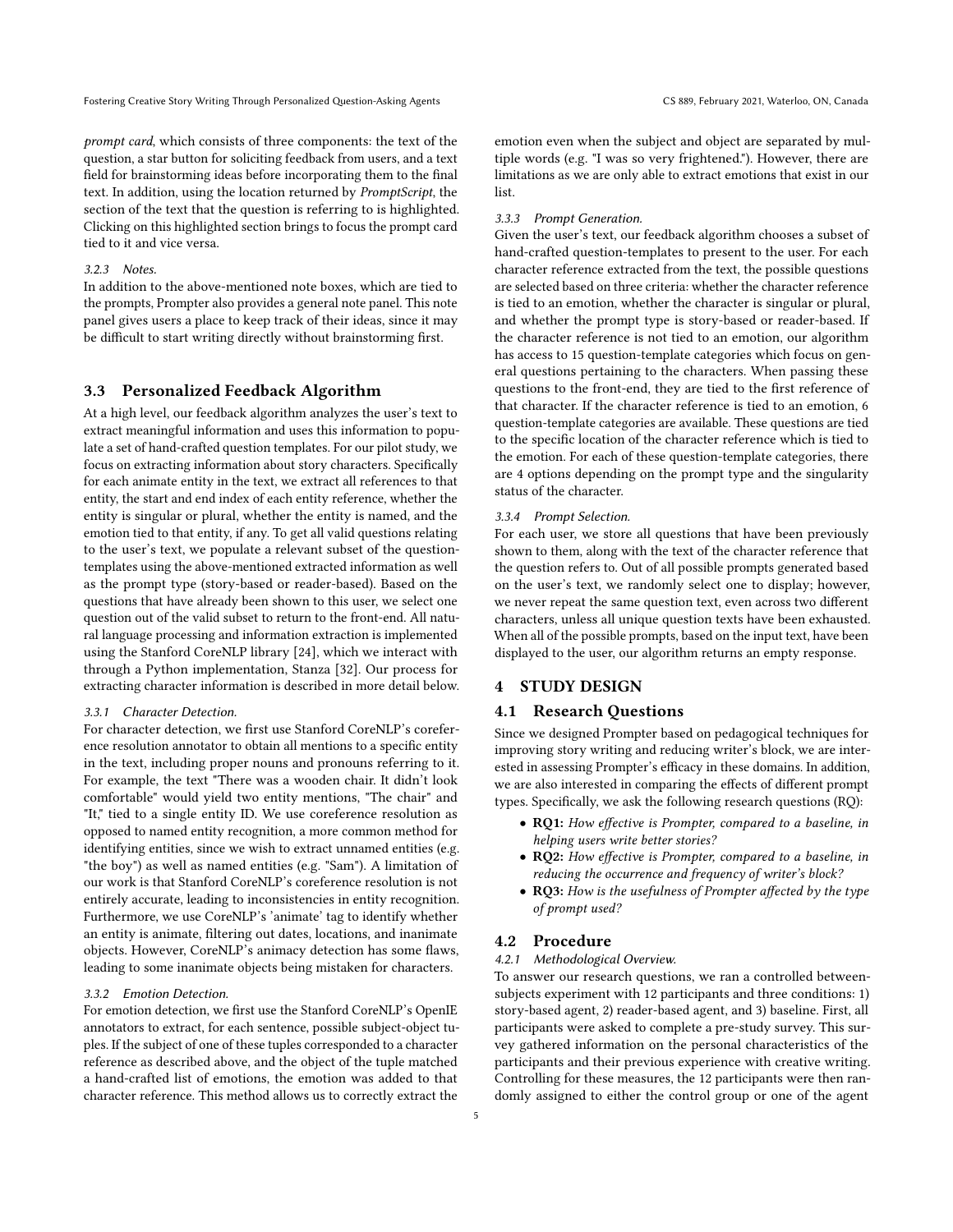*prompt card*, which consists of three components: the text of the question, a star button for soliciting feedback from users, and a text field for brainstorming ideas before incorporating them to the final text. In addition, using the location returned by *PromptScript*, the section of the text that the question is referring to is highlighted. Clicking on this highlighted section brings to focus the prompt card tied to it and vice versa.

#### 3.2.3 Notes.

In addition to the above-mentioned note boxes, which are tied to the prompts, Prompter also provides a general note panel. This note panel gives users a place to keep track of their ideas, since it may be difficult to start writing directly without brainstorming first.

### 3.3 Personalized Feedback Algorithm

At a high level, our feedback algorithm analyzes the user's text to extract meaningful information and uses this information to populate a set of hand-crafted question templates. For our pilot study, we focus on extracting information about story characters. Specifically for each animate entity in the text, we extract all references to that entity, the start and end index of each entity reference, whether the entity is singular or plural, whether the entity is named, and the emotion tied to that entity, if any. To get all valid questions relating to the user's text, we populate a relevant subset of the question-templates using the above-mentioned extracted information as well as the prompt type (story-based or reader-based). Based on the questions that have already been shown to this user, we select one question out of the valid subset to return to the front-end. All natural language processing and information extraction is implemented using the Stanford CoreNLP library [24], which we interact with through a Python implementation, Stanza [32]. Our process for extracting character information is described in more detail below.

#### 3.3.1 Character Detection.

For character detection, we first use Stanford CoreNLP's coreference resolution annotator to obtain all mentions to a specific entity in the text, including proper nouns and pronouns referring to it. For example, the text "There was a wooden chair. It didn't look comfortable" would yield two entity mentions, "The chair" and "It," tied to a single entity ID. We use coreference resolution as opposed to named entity recognition, a more common method for identifying entities, since we wish to extract unnamed entities (e.g. "the boy") as well as named entities (e.g. "Sam"). A limitation of our work is that Stanford CoreNLP's coreference resolution is not entirely accurate, leading to inconsistencies in entity recognition. Furthermore, we use CoreNLP's 'animate' tag to identify whether an entity is animate, filtering out dates, locations, and inanimate objects. However, CoreNLP's animacy detection has some flaws, leading to some inanimate objects being mistaken for characters.

#### 3.3.2 Emotion Detection.

For emotion detection, we first use the Stanford CoreNLP's OpenIE annotators to extract, for each sentence, possible subject-object tuples. If the subject of one of these tuples corresponded to a character reference as described above, and the object of the tuple matched a hand-crafted list of emotions, the emotion was added to that character reference. This method allows us to correctly extract the emotion even when the subject and object are separated by multiple words (e.g. "I was so very frightened."). However, there are limitations as we are only able to extract emotions that exist in our list.

#### 3.3.3 Prompt Generation.

Given the user's text, our feedback algorithm chooses a subset of hand-crafted question-templates to present to the user. For each character reference extracted from the text, the possible questions are selected based on three criteria: whether the character reference is tied to an emotion, whether the character is singular or plural, and whether the prompt type is story-based or reader-based. If the character reference is not tied to an emotion, our algorithm has access to 15 question-template categories which focus on general questions pertaining to the characters. When passing these questions to the front-end, they are tied to the first reference of that character. If the character reference is tied to an emotion, 6 question-template categories are available. These questions are tied to the specific location of the character reference which is tied to the emotion. For each of these question-template categories, there are 4 options depending on the prompt type and the singularity status of the character.

#### 3.3.4 Prompt Selection.

For each user, we store all questions that have been previously shown to them, along with the text of the character reference that the question refers to. Out of all possible prompts generated based on the user's text, we randomly select one to display; however, we never repeat the same question text, even across two different characters, unless all unique question texts have been exhausted. When all of the possible prompts, based on the input text, have been displayed to the user, our algorithm returns an empty response.

## 4 STUDY DESIGN

### 4.1 Research Questions

Since we designed Prompter based on pedagogical techniques for improving story writing and reducing writer's block, we are interested in assessing Prompter's efficacy in these domains. In addition, we are also interested in comparing the effects of different prompt types. Specifically, we ask the following research questions (RQ):

- **RQ1:** *How effective is Prompter, compared to a baseline, in helping users write better stories?*
- **RQ2:** *How effective is Prompter, compared to a baseline, in reducing the occurrence and frequency of writer's block?*
- **RQ3:** *How is the usefulness of Prompter affected by the type of prompt used?*

### 4.2 Procedure

#### 4.2.1 Methodological Overview.

To answer our research questions, we ran a controlled between-subjects experiment with 12 participants and three conditions: 1) story-based agent, 2) reader-based agent, and 3) baseline. First, all participants were asked to complete a pre-study survey. This survey gathered information on the personal characteristics of the participants and their previous experience with creative writing. Controlling for these measures, the 12 participants were then randomly assigned to either the control group or one of the agent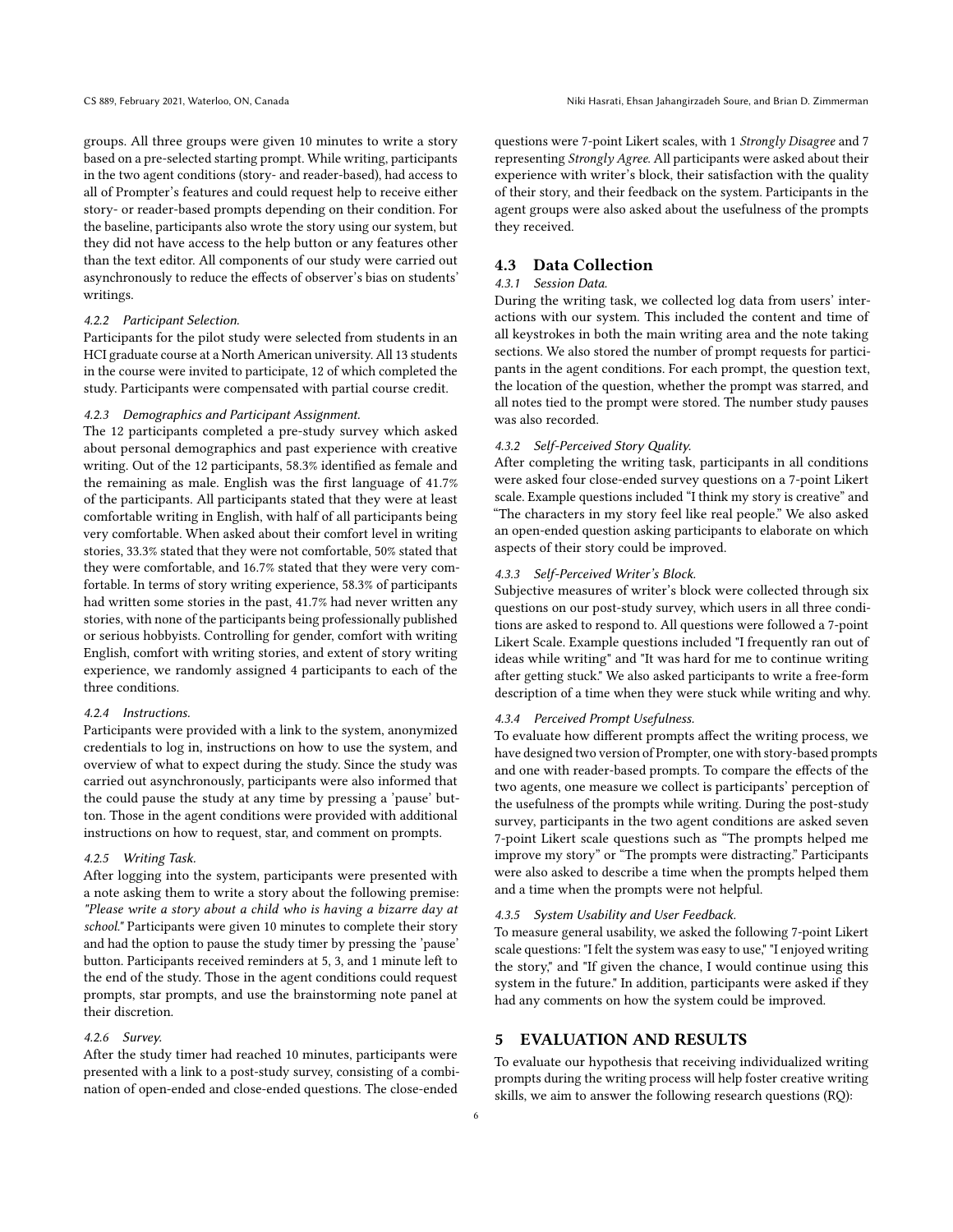groups. All three groups were given 10 minutes to write a story based on a pre-selected starting prompt. While writing, participants in the two agent conditions (story- and reader-based), had access to all of Prompter's features and could request help to receive either story- or reader-based prompts depending on their condition. For the baseline, participants also wrote the story using our system, but they did not have access to the help button or any features other than the text editor. All components of our study were carried out asynchronously to reduce the effects of observer's bias on students' writings.

#### 4.2.2 Participant Selection.

Participants for the pilot study were selected from students in an HCI graduate course at a North American university. All 13 students in the course were invited to participate, 12 of which completed the study. Participants were compensated with partial course credit.

#### 4.2.3 Demographics and Participant Assignment.

The 12 participants completed a pre-study survey which asked about personal demographics and past experience with creative writing. Out of the 12 participants, 58.3% identified as female and the remaining as male. English was the first language of 41.7% of the participants. All participants stated that they were at least comfortable writing in English, with half of all participants being very comfortable. When asked about their comfort level in writing stories, 33.3% stated that they were not comfortable, 50% stated that they were comfortable, and 16.7% stated that they were very comfortable. In terms of story writing experience, 58.3% of participants had written some stories in the past, 41.7% had never written any stories, with none of the participants being professionally published or serious hobbyists. Controlling for gender, comfort with writing English, comfort with writing stories, and extent of story writing experience, we randomly assigned 4 participants to each of the three conditions.

#### 4.2.4 Instructions.

Participants were provided with a link to the system, anonymized credentials to log in, instructions on how to use the system, and overview of what to expect during the study. Since the study was carried out asynchronously, participants were also informed that the could pause the study at any time by pressing a 'pause' button. Those in the agent conditions were provided with additional instructions on how to request, star, and comment on prompts.

#### 4.2.5 Writing Task.

After logging into the system, participants were presented with a note asking them to write a story about the following premise: *"Please write a story about a child who is having a bizarre day at school."* Participants were given 10 minutes to complete their story and had the option to pause the study timer by pressing the 'pause' button. Participants received reminders at 5, 3, and 1 minute left to the end of the study. Those in the agent conditions could request prompts, star prompts, and use the brainstorming note panel at their discretion.

#### 4.2.6 Survey.

After the study timer had reached 10 minutes, participants were presented with a link to a post-study survey, consisting of a combination of open-ended and close-ended questions. The close-ended questions were 7-point Likert scales, with 1 *Strongly Disagree* and 7 representing *Strongly Agree*. All participants were asked about their experience with writer's block, their satisfaction with the quality of their story, and their feedback on the system. Participants in the agent groups were also asked about the usefulness of the prompts they received.

### 4.3 Data Collection

#### 4.3.1 Session Data.

During the writing task, we collected log data from users' interactions with our system. This included the content and time of all keystrokes in both the main writing area and the note taking sections. We also stored the number of prompt requests for participants in the agent conditions. For each prompt, the question text, the location of the question, whether the prompt was starred, and all notes tied to the prompt were stored. The number study pauses was also recorded.

#### 4.3.2 Self-Perceived Story Quality.

After completing the writing task, participants in all conditions were asked four close-ended survey questions on a 7-point Likert scale. Example questions included "I think my story is creative" and "The characters in my story feel like real people." We also asked an open-ended question asking participants to elaborate on which aspects of their story could be improved.

#### 4.3.3 Self-Perceived Writer's Block.

Subjective measures of writer's block were collected through six questions on our post-study survey, which users in all three conditions are asked to respond to. All questions were followed a 7-point Likert Scale. Example questions included "I frequently ran out of ideas while writing" and "It was hard for me to continue writing after getting stuck." We also asked participants to write a free-form description of a time when they were stuck while writing and why.

#### 4.3.4 Perceived Prompt Usefulness.

To evaluate how different prompts affect the writing process, we have designed two version of Prompter, one with story-based prompts and one with reader-based prompts. To compare the effects of the two agents, one measure we collect is participants' perception of the usefulness of the prompts while writing. During the post-study survey, participants in the two agent conditions are asked seven 7-point Likert scale questions such as "The prompts helped me improve my story" or "The prompts were distracting." Participants were also asked to describe a time when the prompts helped them and a time when the prompts were not helpful.

#### 4.3.5 System Usability and User Feedback.

To measure general usability, we asked the following 7-point Likert scale questions: "I felt the system was easy to use," "I enjoyed writing the story," and "If given the chance, I would continue using this system in the future." In addition, participants were asked if they had any comments on how the system could be improved.

## 5 EVALUATION AND RESULTS

To evaluate our hypothesis that receiving individualized writing prompts during the writing process will help foster creative writing skills, we aim to answer the following research questions (RQ):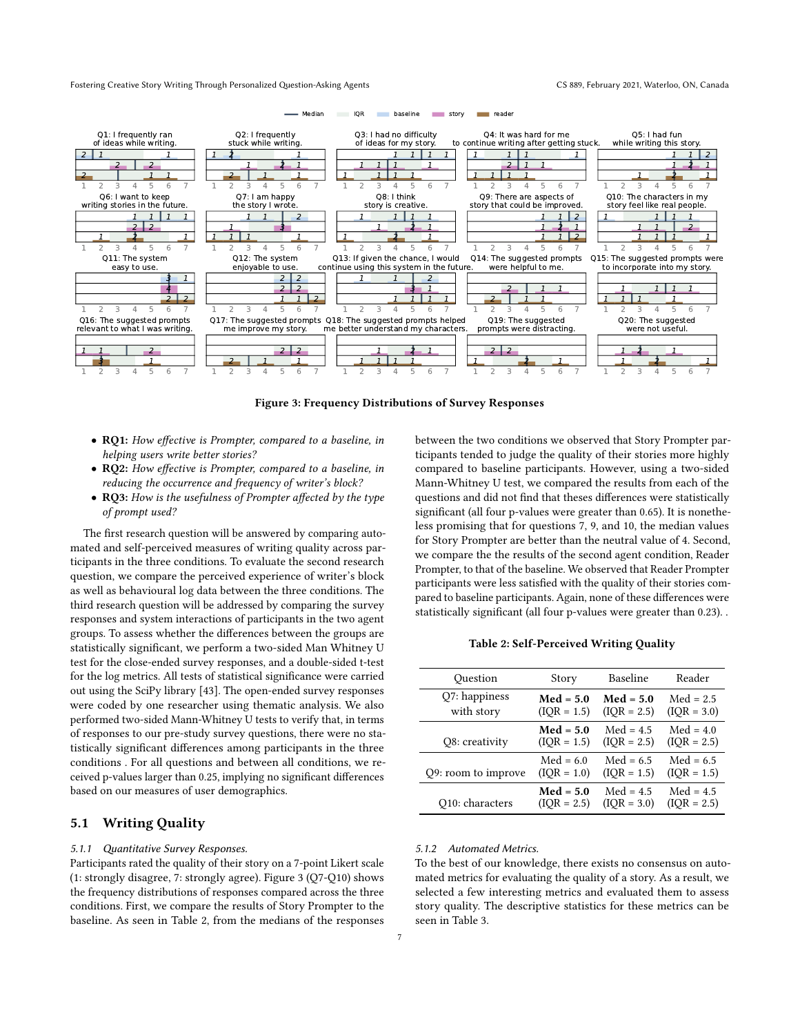Figure 3: Frequency Distributions of Survey Responses

- **RQ1:** *How effective is Prompter, compared to a baseline, in helping users write better stories?*
- **RQ2:** *How effective is Prompter, compared to a baseline, in reducing the occurrence and frequency of writer's block?*
- **RQ3:** *How is the usefulness of Prompter affected by the type of prompt used?*

The first research question will be answered by comparing automated and self-perceived measures of writing quality across participants in the three conditions. To evaluate the second research question, we compare the perceived experience of writer's block as well as behavioural log data between the three conditions. The third research question will be addressed by comparing the survey responses and system interactions of participants in the two agent groups. To assess whether the differences between the groups are statistically significant, we perform a two-sided Man Whitney U test for the close-ended survey responses, and a double-sided t-test for the log metrics. All tests of statistical significance were carried out using the SciPy library [43]. The open-ended survey responses were coded by one researcher using thematic analysis. We also performed two-sided Mann-Whitney U tests to verify that, in terms of responses to our pre-study survey questions, there were no statistically significant differences among participants in the three conditions . For all questions and between all conditions, we received p-values larger than 0.25, implying no significant differences based on our measures of user demographics.

## 5.1 Writing Quality

### 5.1.1 Quantitative Survey Responses.

Participants rated the quality of their story on a 7-point Likert scale (1: strongly disagree, 7: strongly agree). Figure 3 (Q7-Q10) shows the frequency distributions of responses compared across the three conditions. First, we compare the results of Story Prompter to the baseline. As seen in Table 2, from the medians of the responses between the two conditions we observed that Story Prompter participants tended to judge the quality of their stories more highly compared to baseline participants. However, using a two-sided Mann-Whitney U test, we compared the results from each of the questions and did not find that theses differences were statistically significant (all four p-values were greater than 0.65). It is nonetheless promising that for questions 7, 9, and 10, the median values for Story Prompter are better than the neutral value of 4. Second, we compare the the results of the second agent condition, Reader Prompter, to that of the baseline. We observed that Reader Prompter participants were less satisfied with the quality of their stories compared to baseline participants. Again, none of these differences were statistically significant (all four p-values were greater than 0.23). .

**Table 2: Self-Perceived Writing Quality**

| Question | Story | Baseline | Reader |
|---|---|---|---|
| Q7: happiness with story | **Med = 5.0** (IQR = 1.5) | **Med = 5.0** (IQR = 2.5) | Med = 2.5 (IQR = 3.0) |
| Q8: creativity | **Med = 5.0** (IQR = 1.5) | Med = 4.5 (IQR = 2.5) | Med = 4.0 (IQR = 2.5) |
| Q9: room to improve | Med = 6.0 (IQR = 1.0) | Med = 6.5 (IQR = 1.5) | Med = 6.5 (IQR = 1.5) |
| Q10: characters | **Med = 5.0** (IQR = 2.5) | Med = 4.5 (IQR = 3.0) | Med = 4.5 (IQR = 2.5) |

### 5.1.2 Automated Metrics.

To the best of our knowledge, there exists no consensus on automated metrics for evaluating the quality of a story. As a result, we selected a few interesting metrics and evaluated them to assess story quality. The descriptive statistics for these metrics can be seen in Table 3.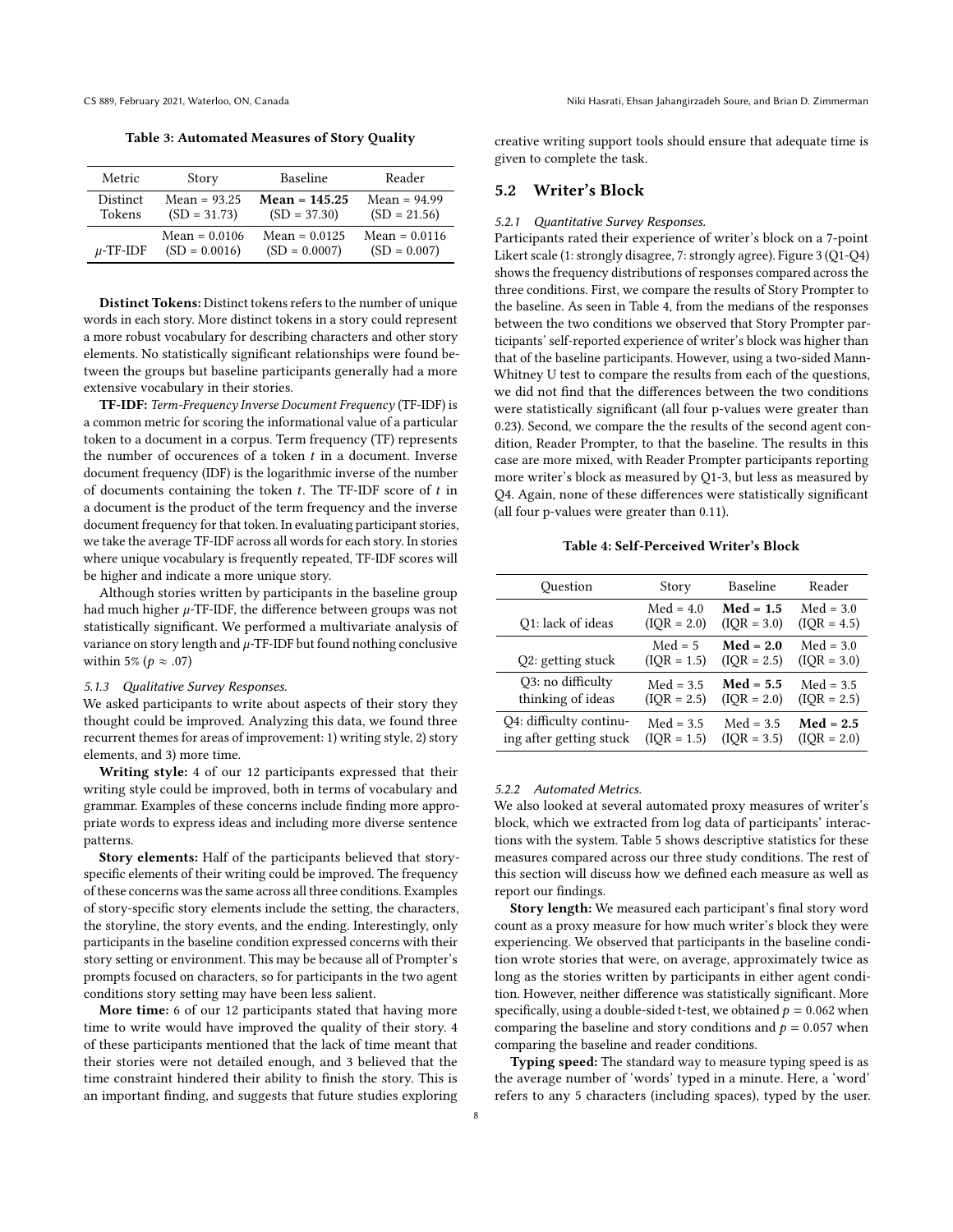**Table 3: Automated Measures of Story Quality**

| Metric | Story | Baseline | Reader |
|---|---|---|---|
| Distinct Tokens | Mean = 93.25 (SD = 31.73) | **Mean = 145.25** (SD = 37.30) | Mean = 94.99 (SD = 21.56) |
| $\mu$-TF-IDF | Mean = 0.0106 (SD = 0.0016) | Mean = 0.0125 (SD = 0.0007) | Mean = 0.0116 (SD = 0.007) |

**Distinct Tokens:** Distinct tokens refers to the number of unique words in each story. More distinct tokens in a story could represent a more robust vocabulary for describing characters and other story elements. No statistically significant relationships were found between the groups but baseline participants generally had a more extensive vocabulary in their stories.

**TF-IDF:** *Term-Frequency Inverse Document Frequency* (TF-IDF) is a common metric for scoring the informational value of a particular token to a document in a corpus. Term frequency (TF) represents the number of occurences of a token $t$ in a document. Inverse document frequency (IDF) is the logarithmic inverse of the number of documents containing the token $t$. The TF-IDF score of $t$ in a document is the product of the term frequency and the inverse document frequency for that token. In evaluating participant stories, we take the average TF-IDF across all words for each story. In stories where unique vocabulary is frequently repeated, TF-IDF scores will be higher and indicate a more unique story.

Although stories written by participants in the baseline group had much higher $\mu$-TF-IDF, the difference between groups was not statistically significant. We performed a multivariate analysis of variance on story length and $\mu$-TF-IDF but found nothing conclusive within 5% ($p \approx .07$)

#### 5.1.3 Qualitative Survey Responses.

We asked participants to write about aspects of their story they thought could be improved. Analyzing this data, we found three recurrent themes for areas of improvement: 1) writing style, 2) story elements, and 3) more time.

**Writing style:** 4 of our 12 participants expressed that their writing style could be improved, both in terms of vocabulary and grammar. Examples of these concerns include finding more appropriate words to express ideas and including more diverse sentence patterns.

**Story elements:** Half of the participants believed that story-specific elements of their writing could be improved. The frequency of these concerns was the same across all three conditions. Examples of story-specific story elements include the setting, the characters, the storyline, the story events, and the ending. Interestingly, only participants in the baseline condition expressed concerns with their story setting or environment. This may be because all of Prompter's prompts focused on characters, so for participants in the two agent conditions story setting may have been less salient.

**More time:** 6 of our 12 participants stated that having more time to write would have improved the quality of their story. 4 of these participants mentioned that the lack of time meant that their stories were not detailed enough, and 3 believed that the time constraint hindered their ability to finish the story. This is an important finding, and suggests that future studies exploring creative writing support tools should ensure that adequate time is given to complete the task.

## 5.2 Writer's Block

#### 5.2.1 Quantitative Survey Responses.

Participants rated their experience of writer's block on a 7-point Likert scale (1: strongly disagree, 7: strongly agree). Figure 3 (Q1-Q4) shows the frequency distributions of responses compared across the three conditions. First, we compare the results of Story Prompter to the baseline. As seen in Table 4, from the medians of the responses between the two conditions we observed that Story Prompter participants' self-reported experience of writer's block was higher than that of the baseline participants. However, using a two-sided Mann-Whitney U test to compare the results from each of the questions, we did not find that the differences between the two conditions were statistically significant (all four p-values were greater than 0.23). Second, we compare the the results of the second agent condition, Reader Prompter, to that the baseline. The results in this case are more mixed, with Reader Prompter participants reporting more writer's block as measured by Q1-3, but less as measured by Q4. Again, none of these differences were statistically significant (all four p-values were greater than 0.11).

**Table 4: Self-Perceived Writer's Block**

| Question | Story | Baseline | Reader |
|---|---|---|---|
| Q1: lack of ideas | Med = 4.0 (IQR = 2.0) | **Med = 1.5** (IQR = 3.0) | Med = 3.0 (IQR = 4.5) |
| Q2: getting stuck | Med = 5 (IQR = 1.5) | **Med = 2.0** (IQR = 2.5) | Med = 3.0 (IQR = 3.0) |
| Q3: no difficulty thinking of ideas | Med = 3.5 (IQR = 2.5) | **Med = 5.5** (IQR = 2.0) | Med = 3.5 (IQR = 2.5) |
| Q4: difficulty continuing after getting stuck | Med = 3.5 (IQR = 1.5) | Med = 3.5 (IQR = 3.5) | **Med = 2.5** (IQR = 2.0) |

#### 5.2.2 Automated Metrics.

We also looked at several automated proxy measures of writer's block, which we extracted from log data of participants' interactions with the system. Table 5 shows descriptive statistics for these measures compared across our three study conditions. The rest of this section will discuss how we defined each measure as well as report our findings.

**Story length:** We measured each participant's final story word count as a proxy measure for how much writer's block they were experiencing. We observed that participants in the baseline condition wrote stories that were, on average, approximately twice as long as the stories written by participants in either agent condition. However, neither difference was statistically significant. More specifically, using a double-sided t-test, we obtained $p = 0.062$ when comparing the baseline and story conditions and $p = 0.057$ when comparing the baseline and reader conditions.

**Typing speed:** The standard way to measure typing speed is as the average number of 'words' typed in a minute. Here, a 'word' refers to any 5 characters (including spaces), typed by the user.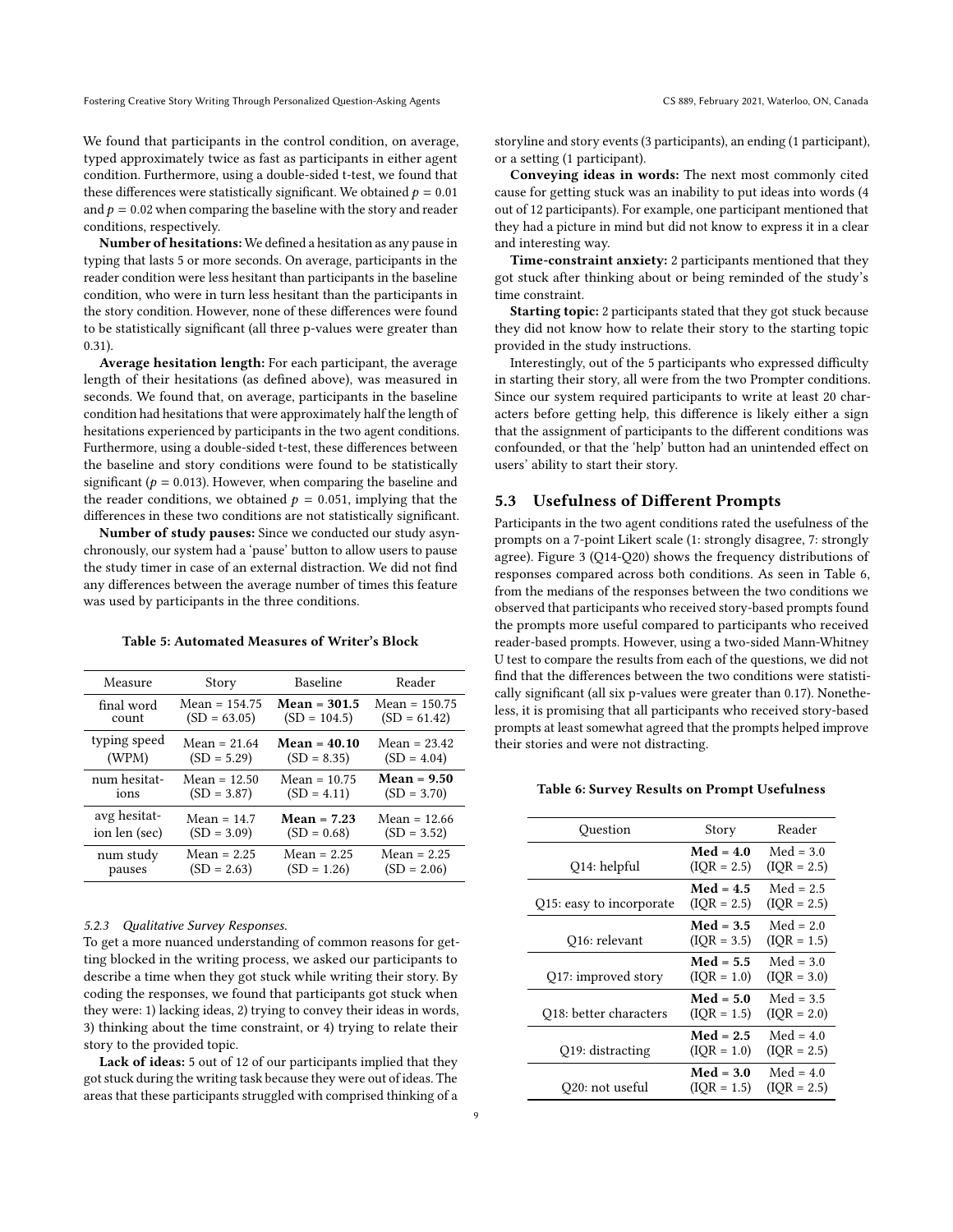We found that participants in the control condition, on average, typed approximately twice as fast as participants in either agent condition. Furthermore, using a double-sided t-test, we found that these differences were statistically significant. We obtained $p = 0.01$ and $p = 0.02$ when comparing the baseline with the story and reader conditions, respectively.

**Number of hesitations:** We defined a hesitation as any pause in typing that lasts 5 or more seconds. On average, participants in the reader condition were less hesitant than participants in the baseline condition, who were in turn less hesitant than the participants in the story condition. However, none of these differences were found to be statistically significant (all three p-values were greater than 0.31).

**Average hesitation length:** For each participant, the average length of their hesitations (as defined above), was measured in seconds. We found that, on average, participants in the baseline condition had hesitations that were approximately half the length of hesitations experienced by participants in the two agent conditions. Furthermore, using a double-sided t-test, these differences between the baseline and story conditions were found to be statistically significant ($p = 0.013$). However, when comparing the baseline and the reader conditions, we obtained $p = 0.051$, implying that the differences in these two conditions are not statistically significant.

**Number of study pauses:** Since we conducted our study asynchronously, our system had a 'pause' button to allow users to pause the study timer in case of an external distraction. We did not find any differences between the average number of times this feature was used by participants in the three conditions.

**Table 5: Automated Measures of Writer's Block**

| Measure | Story | Baseline | Reader |
|---|---|---|---|
| final word count | Mean = 154.75 (SD = 63.05) | **Mean = 301.5** (SD = 104.5) | Mean = 150.75 (SD = 61.42) |
| typing speed (WPM) | Mean = 21.64 (SD = 5.29) | **Mean = 40.10** (SD = 8.35) | Mean = 23.42 (SD = 4.04) |
| num hesitations | Mean = 12.50 (SD = 3.87) | Mean = 10.75 (SD = 4.11) | **Mean = 9.50** (SD = 3.70) |
| avg hesitation len (sec) | Mean = 14.7 (SD = 3.09) | **Mean = 7.23** (SD = 0.68) | Mean = 12.66 (SD = 3.52) |
| num study pauses | Mean = 2.25 (SD = 2.63) | Mean = 2.25 (SD = 1.26) | Mean = 2.25 (SD = 2.06) |

#### *5.2.3 Qualitative Survey Responses.*

To get a more nuanced understanding of common reasons for getting blocked in the writing process, we asked our participants to describe a time when they got stuck while writing their story. By coding the responses, we found that participants got stuck when they were: 1) lacking ideas, 2) trying to convey their ideas in words, 3) thinking about the time constraint, or 4) trying to relate their story to the provided topic.

**Lack of ideas:** 5 out of 12 of our participants implied that they got stuck during the writing task because they were out of ideas. The areas that these participants struggled with comprised thinking of a storyline and story events (3 participants), an ending (1 participant), or a setting (1 participant).

**Conveying ideas in words:** The next most commonly cited cause for getting stuck was an inability to put ideas into words (4 out of 12 participants). For example, one participant mentioned that they had a picture in mind but did not know to express it in a clear and interesting way.

**Time-constraint anxiety:** 2 participants mentioned that they got stuck after thinking about or being reminded of the study's time constraint.

**Starting topic:** 2 participants stated that they got stuck because they did not know how to relate their story to the starting topic provided in the study instructions.

Interestingly, out of the 5 participants who expressed difficulty in starting their story, all were from the two Prompter conditions. Since our system required participants to write at least 20 characters before getting help, this difference is likely either a sign that the assignment of participants to the different conditions was confounded, or that the 'help' button had an unintended effect on users' ability to start their story.

### 5.3 Usefulness of Different Prompts

Participants in the two agent conditions rated the usefulness of the prompts on a 7-point Likert scale (1: strongly disagree, 7: strongly agree). Figure 3 (Q14-Q20) shows the frequency distributions of responses compared across both conditions. As seen in Table 6, from the medians of the responses between the two conditions we observed that participants who received story-based prompts found the prompts more useful compared to participants who received reader-based prompts. However, using a two-sided Mann-Whitney U test to compare the results from each of the questions, we did not find that the differences between the two conditions were statistically significant (all six p-values were greater than 0.17). Nonetheless, it is promising that all participants who received story-based prompts at least somewhat agreed that the prompts helped improve their stories and were not distracting.

**Table 6: Survey Results on Prompt Usefulness**

| Question | Story | Reader |
|---|---|---|
| Q14: helpful | **Med = 4.0** (IQR = 2.5) | Med = 3.0 (IQR = 2.5) |
| Q15: easy to incorporate | **Med = 4.5** (IQR = 2.5) | Med = 2.5 (IQR = 2.5) |
| Q16: relevant | **Med = 3.5** (IQR = 3.5) | Med = 2.0 (IQR = 1.5) |
| Q17: improved story | **Med = 5.5** (IQR = 1.0) | Med = 3.0 (IQR = 3.0) |
| Q18: better characters | **Med = 5.0** (IQR = 1.5) | Med = 3.5 (IQR = 2.0) |
| Q19: distracting | **Med = 2.5** (IQR = 1.0) | Med = 4.0 (IQR = 2.5) |
| Q20: not useful | **Med = 3.0** (IQR = 1.5) | Med = 4.0 (IQR = 2.5) |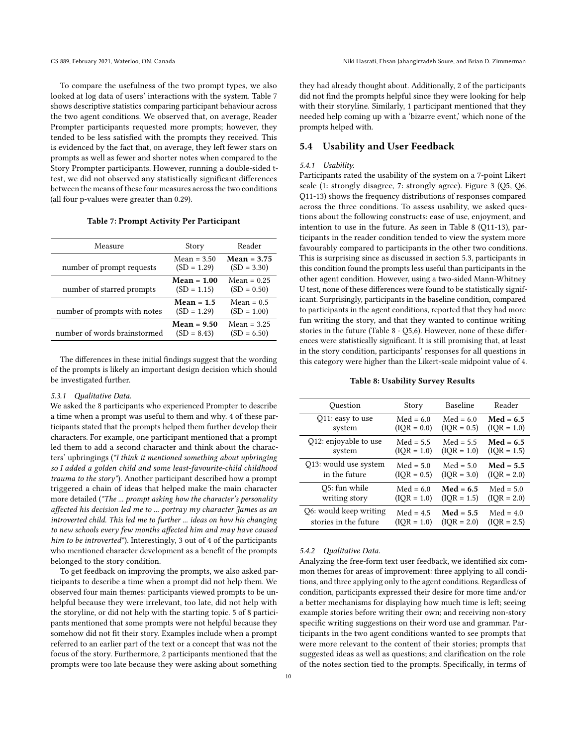To compare the usefulness of the two prompt types, we also looked at log data of users' interactions with the system. Table 7 shows descriptive statistics comparing participant behaviour across the two agent conditions. We observed that, on average, Reader Prompter participants requested more prompts; however, they tended to be less satisfied with the prompts they received. This is evidenced by the fact that, on average, they left fewer stars on prompts as well as fewer and shorter notes when compared to the Story Prompter participants. However, running a double-sided t-test, we did not observed any statistically significant differences between the means of these four measures across the two conditions (all four p-values were greater than 0.29).

**Table 7: Prompt Activity Per Participant**

| Measure | Story | Reader |
|---|---|---|
| number of prompt requests | Mean = 3.50 (SD = 1.29) | **Mean = 3.75** (SD = 3.30) |
| number of starred prompts | **Mean = 1.00** (SD = 1.15) | Mean = 0.25 (SD = 0.50) |
| number of prompts with notes | **Mean = 1.5** (SD = 1.29) | Mean = 0.5 (SD = 1.00) |
| number of words brainstormed | **Mean = 9.50** (SD = 8.43) | Mean = 3.25 (SD = 6.50) |

The differences in these initial findings suggest that the wording of the prompts is likely an important design decision which should be investigated further.

#### 5.3.1 Qualitative Data.

We asked the 8 participants who experienced Prompter to describe a time when a prompt was useful to them and why. 4 of these participants stated that the prompts helped them further develop their characters. For example, one participant mentioned that a prompt led them to add a second character and think about the characters' upbringings (*"I think it mentioned something about upbringing so I added a golden child and some least-favourite-child childhood trauma to the story"*). Another participant described how a prompt triggered a chain of ideas that helped make the main character more detailed (*"The ... prompt asking how the character's personality affected his decision led me to ... portray my character James as an introverted child. This led me to further ... ideas on how his changing to new schools every few months affected him and may have caused him to be introverted"*). Interestingly, 3 out of 4 of the participants who mentioned character development as a benefit of the prompts belonged to the story condition.

To get feedback on improving the prompts, we also asked participants to describe a time when a prompt did not help them. We observed four main themes: participants viewed prompts to be unhelpful because they were irrelevant, too late, did not help with the storyline, or did not help with the starting topic. 5 of 8 participants mentioned that some prompts were not helpful because they somehow did not fit their story. Examples include when a prompt referred to an earlier part of the text or a concept that was not the focus of the story. Furthermore, 2 participants mentioned that the prompts were too late because they were asking about something they had already thought about. Additionally, 2 of the participants did not find the prompts helpful since they were looking for help with their storyline. Similarly, 1 participant mentioned that they needed help coming up with a 'bizarre event,' which none of the prompts helped with.

## 5.4 Usability and User Feedback

#### 5.4.1 Usability.

Participants rated the usability of the system on a 7-point Likert scale (1: strongly disagree, 7: strongly agree). Figure 3 (Q5, Q6, Q11-13) shows the frequency distributions of responses compared across the three conditions. To assess usability, we asked questions about the following constructs: ease of use, enjoyment, and intention to use in the future. As seen in Table 8 (Q11-13), participants in the reader condition tended to view the system more favourably compared to participants in the other two conditions. This is surprising since as discussed in section 5.3, participants in this condition found the prompts less useful than participants in the other agent condition. However, using a two-sided Mann-Whitney U test, none of these differences were found to be statistically significant. Surprisingly, participants in the baseline condition, compared to participants in the agent conditions, reported that they had more fun writing the story, and that they wanted to continue writing stories in the future (Table 8 - Q5,6). However, none of these differences were statistically significant. It is still promising that, at least in the story condition, participants' responses for all questions in this category were higher than the Likert-scale midpoint value of 4.

**Table 8: Usability Survey Results**

| Question | Story | Baseline | Reader |
|---|---|---|---|
| Q11: easy to use system | Med = 6.0 (IQR = 0.0) | Med = 6.0 (IQR = 0.5) | **Med = 6.5** (IQR = 1.0) |
| Q12: enjoyable to use system | Med = 5.5 (IQR = 1.0) | Med = 5.5 (IQR = 1.0) | **Med = 6.5** (IQR = 1.5) |
| Q13: would use system in the future | Med = 5.0 (IQR = 0.5) | Med = 5.0 (IQR = 3.0) | **Med = 5.5** (IQR = 2.0) |
| Q5: fun while writing story | Med = 6.0 (IQR = 1.0) | **Med = 6.5** (IQR = 1.5) | Med = 5.0 (IQR = 2.0) |
| Q6: would keep writing stories in the future | Med = 4.5 (IQR = 1.0) | **Med = 5.5** (IQR = 2.0) | Med = 4.0 (IQR = 2.5) |

#### 5.4.2 Qualitative Data.

Analyzing the free-form text user feedback, we identified six common themes for areas of improvement: three applying to all conditions, and three applying only to the agent conditions. Regardless of condition, participants expressed their desire for more time and/or a better mechanisms for displaying how much time is left; seeing example stories before writing their own; and receiving non-story specific writing suggestions on their word use and grammar. Participants in the two agent conditions wanted to see prompts that were more relevant to the content of their stories; prompts that suggested ideas as well as questions; and clarification on the role of the notes section tied to the prompts. Specifically, in terms of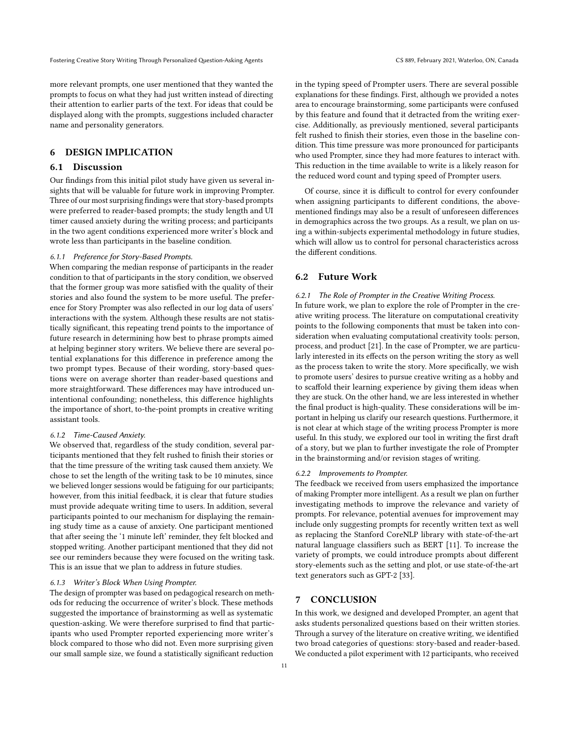more relevant prompts, one user mentioned that they wanted the prompts to focus on what they had just written instead of directing their attention to earlier parts of the text. For ideas that could be displayed along with the prompts, suggestions included character name and personality generators.

# 6 DESIGN IMPLICATION

## 6.1 Discussion

Our findings from this initial pilot study have given us several insights that will be valuable for future work in improving Prompter. Three of our most surprising findings were that story-based prompts were preferred to reader-based prompts; the study length and UI timer caused anxiety during the writing process; and participants in the two agent conditions experienced more writer's block and wrote less than participants in the baseline condition.

### 6.1.1 Preference for Story-Based Prompts.

When comparing the median response of participants in the reader condition to that of participants in the story condition, we observed that the former group was more satisfied with the quality of their stories and also found the system to be more useful. The preference for Story Prompter was also reflected in our log data of users' interactions with the system. Although these results are not statistically significant, this repeating trend points to the importance of future research in determining how best to phrase prompts aimed at helping beginner story writers. We believe there are several potential explanations for this difference in preference among the two prompt types. Because of their wording, story-based questions were on average shorter than reader-based questions and more straightforward. These differences may have introduced unintentional confounding; nonetheless, this difference highlights the importance of short, to-the-point prompts in creative writing assistant tools.

### 6.1.2 Time-Caused Anxiety.

We observed that, regardless of the study condition, several participants mentioned that they felt rushed to finish their stories or that the time pressure of the writing task caused them anxiety. We chose to set the length of the writing task to be 10 minutes, since we believed longer sessions would be fatiguing for our participants; however, from this initial feedback, it is clear that future studies must provide adequate writing time to users. In addition, several participants pointed to our mechanism for displaying the remaining study time as a cause of anxiety. One participant mentioned that after seeing the '1 minute left' reminder, they felt blocked and stopped writing. Another participant mentioned that they did not see our reminders because they were focused on the writing task. This is an issue that we plan to address in future studies.

### 6.1.3 Writer's Block When Using Prompter.

The design of prompter was based on pedagogical research on methods for reducing the occurrence of writer's block. These methods suggested the importance of brainstorming as well as systematic question-asking. We were therefore surprised to find that participants who used Prompter reported experiencing more writer's block compared to those who did not. Even more surprising given our small sample size, we found a statistically significant reduction in the typing speed of Prompter users. There are several possible explanations for these findings. First, although we provided a notes area to encourage brainstorming, some participants were confused by this feature and found that it detracted from the writing exercise. Additionally, as previously mentioned, several participants felt rushed to finish their stories, even those in the baseline condition. This time pressure was more pronounced for participants who used Prompter, since they had more features to interact with. This reduction in the time available to write is a likely reason for the reduced word count and typing speed of Prompter users.

Of course, since it is difficult to control for every confounder when assigning participants to different conditions, the above-mentioned findings may also be a result of unforeseen differences in demographics across the two groups. As a result, we plan on using a within-subjects experimental methodology in future studies, which will allow us to control for personal characteristics across the different conditions.

## 6.2 Future Work

### 6.2.1 The Role of Prompter in the Creative Writing Process.

In future work, we plan to explore the role of Prompter in the creative writing process. The literature on computational creativity points to the following components that must be taken into consideration when evaluating computational creativity tools: person, process, and product [21]. In the case of Prompter, we are particularly interested in its effects on the person writing the story as well as the process taken to write the story. More specifically, we wish to promote users' desires to pursue creative writing as a hobby and to scaffold their learning experience by giving them ideas when they are stuck. On the other hand, we are less interested in whether the final product is high-quality. These considerations will be important in helping us clarify our research questions. Furthermore, it is not clear at which stage of the writing process Prompter is more useful. In this study, we explored our tool in writing the first draft of a story, but we plan to further investigate the role of Prompter in the brainstorming and/or revision stages of writing.

### 6.2.2 Improvements to Prompter.

The feedback we received from users emphasized the importance of making Prompter more intelligent. As a result we plan on further investigating methods to improve the relevance and variety of prompts. For relevance, potential avenues for improvement may include only suggesting prompts for recently written text as well as replacing the Stanford CoreNLP library with state-of-the-art natural language classifiers such as BERT [11]. To increase the variety of prompts, we could introduce prompts about different story-elements such as the setting and plot, or use state-of-the-art text generators such as GPT-2 [33].

# 7 CONCLUSION

In this work, we designed and developed Prompter, an agent that asks students personalized questions based on their written stories. Through a survey of the literature on creative writing, we identified two broad categories of questions: story-based and reader-based. We conducted a pilot experiment with 12 participants, who received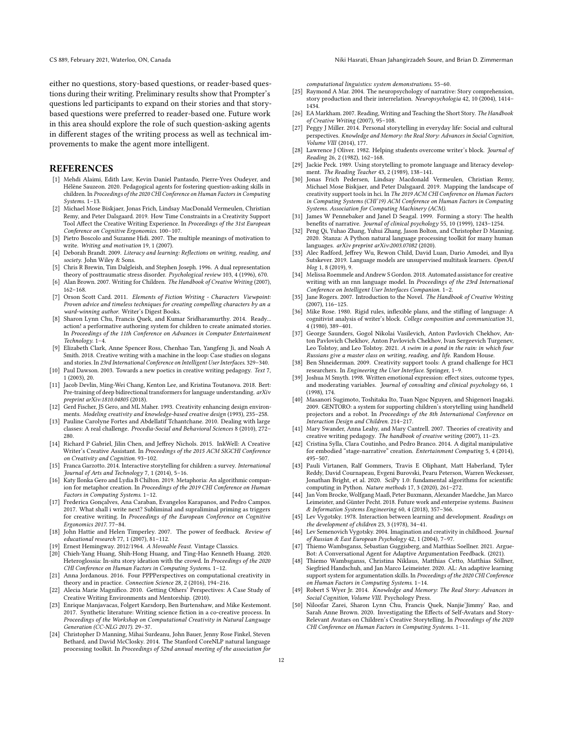either no questions, story-based questions, or reader-based questions during their writing. Preliminary results show that Prompter's questions led participants to expand on their stories and that story-based questions were preferred to reader-based one. Future work in this area should explore the role of such question-asking agents in different stages of the writing process as well as technical improvements to make the agent more intelligent.

## REFERENCES

[1] Mehdi Alaimi, Edith Law, Kevin Daniel Pantasdo, Pierre-Yves Oudeyer, and Hélène Sauzeon. 2020. Pedagogical agents for fostering question-asking skills in children. In *Proceedings of the 2020 CHI Conference on Human Factors in Computing Systems*. 1–13.

[2] Michael Mose Biskjaer, Jonas Frich, Lindsay MacDonald Vermeulen, Christian Remy, and Peter Dalsgaard. 2019. How Time Constraints in a Creativity Support Tool Affect the Creative Writing Experience. In *Proceedings of the 31st European Conference on Cognitive Ergonomics*. 100–107.

[3] Pietro Boscolo and Suzanne Hidi. 2007. The multiple meanings of motivation to write. *Writing and motivation* 19, 1 (2007).

[4] Deborah Brandt. 2009. *Literacy and learning: Reflections on writing, reading, and society.* John Wiley & Sons.

[5] Chris R Brewin, Tim Dalgleish, and Stephen Joseph. 1996. A dual representation theory of posttraumatic stress disorder. *Psychological review* 103, 4 (1996), 670.

[6] Alan Brown. 2007. Writing for Children. *The Handbook of Creative Writing* (2007), 162–168.

[7] Orson Scott Card. 2011. *Elements of Fiction Writing - Characters Viewpoint: Proven advice and timeless techniques for creating compelling characters by an a ward-winning author.* Writer's Digest Books.

[8] Sharon Lynn Chu, Francis Quek, and Kumar Sridharamurthy. 2014. Ready... action! a performative authoring system for children to create animated stories. In *Proceedings of the 11th Conference on Advances in Computer Entertainment Technology*. 1–4.

[9] Elizabeth Clark, Anne Spencer Ross, Chenhao Tan, Yangfeng Ji, and Noah A Smith. 2018. Creative writing with a machine in the loop: Case studies on slogans and stories. In *23rd International Conference on Intelligent User Interfaces*. 329–340.

[10] Paul Dawson. 2003. Towards a new poetics in creative writing pedagogy. *Text* 7, 1 (2003), 20.

[11] Jacob Devlin, Ming-Wei Chang, Kenton Lee, and Kristina Toutanova. 2018. Bert: Pre-training of deep bidirectional transformers for language understanding. *arXiv preprint arXiv:1810.04805* (2018).

[12] Gerd Fischer, JS Gero, and ML Maher. 1993. Creativity enhancing design environments. *Modeling creativity and knowledge-based creative design* (1993), 235–258.

[13] Pauline Carolyne Fortes and Abdellatif Tchantchane. 2010. Dealing with large classes: A real challenge. *Procedia-Social and Behavioral Sciences* 8 (2010), 272–280.

[14] Richard P Gabriel, Jilin Chen, and Jeffrey Nichols. 2015. InkWell: A Creative Writer's Creative Assistant. In *Proceedings of the 2015 ACM SIGCHI Conference on Creativity and Cognition*. 93–102.

[15] Franca Garzotto. 2014. Interactive storytelling for children: a survey. *International Journal of Arts and Technology* 7, 1 (2014), 5–16.

[16] Katy Ilonka Gero and Lydia B Chilton. 2019. Metaphoria: An algorithmic companion for metaphor creation. In *Proceedings of the 2019 CHI Conference on Human Factors in Computing Systems*. 1–12.

[17] Frederica Gonçalves, Ana Caraban, Evangelos Karapanos, and Pedro Campos. 2017. What shall i write next? Subliminal and supraliminal priming as triggers for creative writing. In *Proceedings of the European Conference on Cognitive Ergonomics 2017*. 77–84.

[18] John Hattie and Helen Timperley. 2007. The power of feedback. *Review of educational research* 77, 1 (2007), 81–112.

[19] Ernest Hemingway. 2012/1964. *A Moveable Feast.* Vintage Classics.

[20] Chieh-Yang Huang, Shih-Hong Huang, and Ting-Hao Kenneth Huang. 2020. Heteroglossia: In-situ story ideation with the crowd. In *Proceedings of the 2020 CHI Conference on Human Factors in Computing Systems*. 1–12.

[21] Anna Jordanous. 2016. Four PPPPerspectives on computational creativity in theory and in practice. *Connection Science* 28, 2 (2016), 194–216.

[22] Alecia Marie Magnifico. 2010. Getting Others' Perspectives: A Case Study of Creative Writing Environments and Mentorship. (2010).

[23] Enrique Manjavacas, Folgert Karsdorp, Ben Burtenshaw, and Mike Kestemont. 2017. Synthetic literature: Writing science fiction in a co-creative process. In *Proceedings of the Workshop on Computational Creativity in Natural Language Generation (CC-NLG 2017)*. 29–37.

[24] Christopher D Manning, Mihai Surdeanu, John Bauer, Jenny Rose Finkel, Steven Bethard, and David McClosky. 2014. The Stanford CoreNLP natural language processing toolkit. In *Proceedings of 52nd annual meeting of the association for computational linguistics: system demonstrations*. 55–60.

[25] Raymond A Mar. 2004. The neuropsychology of narrative: Story comprehension, story production and their interrelation. *Neuropsychologia* 42, 10 (2004), 1414–1434.

[26] EA Markham. 2007. Reading, Writing and Teaching the Short Story. *The Handbook of Creative Writing* (2007), 95–108.

[27] Peggy J Miller. 2014. Personal storytelling in everyday life: Social and cultural perspectives. *Knowledge and Memory: the Real Story: Advances in Social Cognition, Volume VIII* (2014), 177.

[28] Lawrence J Oliver. 1982. Helping students overcome writer's block. *Journal of Reading* 26, 2 (1982), 162–168.

[29] Jackie Peck. 1989. Using storytelling to promote language and literacy development. *The Reading Teacher* 43, 2 (1989), 138–141.

[30] Jonas Frich Pedersen, Lindsay Macdonald Vermeulen, Christian Remy, Michael Mose Biskjaer, and Peter Dalsgaard. 2019. Mapping the landscape of creativity support tools in hci. In *The 2019 ACM CHI Conference on Human Factors in Computing Systems (CHI'19) ACM Conference on Human Factors in Computing Systems. Association for Computing Machinery (ACM).*

[31] James W Pennebaker and Janel D Seagal. 1999. Forming a story: The health benefits of narrative. *Journal of clinical psychology* 55, 10 (1999), 1243–1254.

[32] Peng Qi, Yuhao Zhang, Yuhui Zhang, Jason Bolton, and Christopher D Manning. 2020. Stanza: A Python natural language processing toolkit for many human languages. *arXiv preprint arXiv:2003.07082* (2020).

[33] Alec Radford, Jeffrey Wu, Rewon Child, David Luan, Dario Amodei, and Ilya Sutskever. 2019. Language models are unsupervised multitask learners. *OpenAI blog* 1, 8 (2019), 9.

[34] Melissa Roemmele and Andrew S Gordon. 2018. Automated assistance for creative writing with an rnn language model. In *Proceedings of the 23rd International Conference on Intelligent User Interfaces Companion*. 1–2.

[35] Jane Rogers. 2007. Introduction to the Novel. *The Handbook of Creative Writing* (2007), 116–125.

[36] Mike Rose. 1980. Rigid rules, inflexible plans, and the stifling of language: A cognitivist analysis of writer's block. *College composition and communication* 31, 4 (1980), 389–401.

[37] George Saunders, Gogol Nikolai Vasilevich, Anton Pavlovich Chekhov, Anton Pavlovich Chekhov, Anton Pavlovich Chekhov, Ivan Sergeevich Turgenev, Leo Tolstoy, and Leo Tolstoy. 2021. *A swim in a pond in the rain: in which four Russians give a master class on writing, reading, and life.* Random House.

[38] Ben Shneiderman. 2009. Creativity support tools: A grand challenge for HCI researchers. In *Engineering the User Interface*. Springer, 1–9.

[39] Joshua M Smyth. 1998. Written emotional expression: effect sizes, outcome types, and moderating variables. *Journal of consulting and clinical psychology* 66, 1 (1998), 174.

[40] Masanori Sugimoto, Toshitaka Ito, Tuan Ngoc Nguyen, and Shigenori Inagaki. 2009. GENTORO: a system for supporting children's storytelling using handheld projectors and a robot. In *Proceedings of the 8th International Conference on Interaction Design and Children*. 214–217.

[41] Mary Swander, Anna Leahy, and Mary Cantrell. 2007. Theories of creativity and creative writing pedagogy. *The handbook of creative writing* (2007), 11–23.

[42] Cristina Sylla, Clara Coutinho, and Pedro Branco. 2014. A digital manipulative for embodied "stage-narrative" creation. *Entertainment Computing* 5, 4 (2014), 495–507.

[43] Pauli Virtanen, Ralf Gommers, Travis E Oliphant, Matt Haberland, Tyler Reddy, David Cournapeau, Evgeni Burovski, Pearu Peterson, Warren Weckesser, Jonathan Bright, et al. 2020. SciPy 1.0: fundamental algorithms for scientific computing in Python. *Nature methods* 17, 3 (2020), 261–272.

[44] Jan Vom Brocke, Wolfgang Maaß, Peter Buxmann, Alexander Maedche, Jan Marco Leimeister, and Günter Pecht. 2018. Future work and enterprise systems. *Business & Information Systems Engineering* 60, 4 (2018), 357–366.

[45] Lev Vygotsky. 1978. Interaction between learning and development. *Readings on the development of children* 23, 3 (1978), 34–41.

[46] Lev Semenovich Vygotsky. 2004. Imagination and creativity in childhood. *Journal of Russian & East European Psychology* 42, 1 (2004), 7–97.

[47] Thiemo Wambsganss, Sebastian Guggisberg, and Matthias Soellner. 2021. ArgueBot: A Conversational Agent for Adaptive Argumentation Feedback. (2021).

[48] Thiemo Wambsganss, Christina Niklaus, Matthias Cetto, Matthias Söllner, Siegfried Handschuh, and Jan Marco Leimeister. 2020. AL: An adaptive learning support system for argumentation skills. In *Proceedings of the 2020 CHI Conference on Human Factors in Computing Systems*. 1–14.

[49] Robert S Wyer Jr. 2014. *Knowledge and Memory: The Real Story: Advances in Social Cognition, Volume VIII.* Psychology Press.

[50] Niloofar Zarei, Sharon Lynn Chu, Francis Quek, Nanjie'Jimmy' Rao, and Sarah Anne Brown. 2020. Investigating the Effects of Self-Avatars and Story-Relevant Avatars on Children's Creative Storytelling. In *Proceedings of the 2020 CHI Conference on Human Factors in Computing Systems*. 1–11.